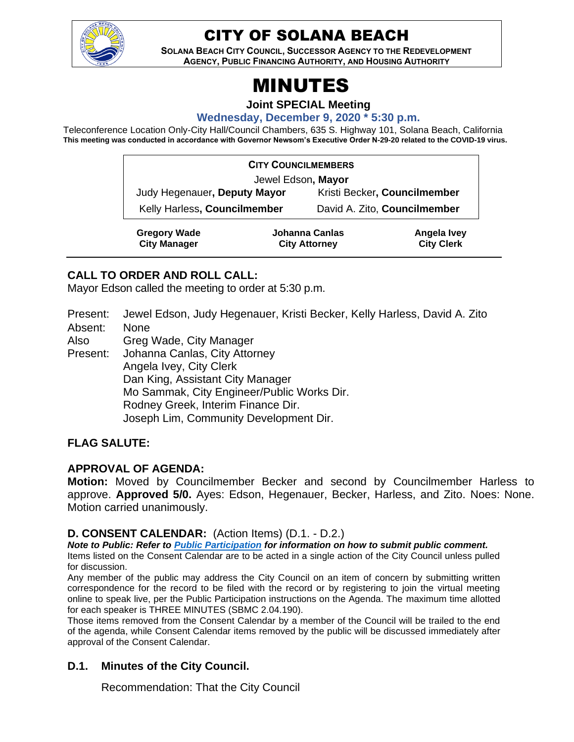# CITY OF SOLANA BEACH

**SOLANA BEACH CITY COUNCIL, SUCCESSOR AGENCY TO THE REDEVELOPMENT AGENCY, PUBLIC FINANCING AUTHORITY, AND HOUSING AUTHORITY**

# MINUTES

**Joint SPECIAL Meeting**

**Wednesday, December 9, 2020 * 5:30 p.m.**

Teleconference Location Only-City Hall/Council Chambers, 635 S. Highway 101, Solana Beach, California
**This meeting was conducted in accordance with Governor Newsom's Executive Order N-29-20 related to the COVID-19 virus.**

| **CITY COUNCILMEMBERS** | |
|---|---|
| Jewel Edson, **Mayor** | |
| Judy Hegenauer, **Deputy Mayor** | Kristi Becker, **Councilmember** |
| Kelly Harless, **Councilmember** | David A. Zito, **Councilmember** |

| | | |
|---|---|---|
| **Gregory Wade** **City Manager** | **Johanna Canlas** **City Attorney** | **Angela Ivey** **City Clerk** |

## CALL TO ORDER AND ROLL CALL:

Mayor Edson called the meeting to order at 5:30 p.m.

Present: Jewel Edson, Judy Hegenauer, Kristi Becker, Kelly Harless, David A. Zito
Absent: None
Also Present: Greg Wade, City Manager
Johanna Canlas, City Attorney
Angela Ivey, City Clerk
Dan King, Assistant City Manager
Mo Sammak, City Engineer/Public Works Dir.
Rodney Greek, Interim Finance Dir.
Joseph Lim, Community Development Dir.

## FLAG SALUTE:

## APPROVAL OF AGENDA:

**Motion:** Moved by Councilmember Becker and second by Councilmember Harless to approve. **Approved 5/0.** Ayes: Edson, Hegenauer, Becker, Harless, and Zito. Noes: None. Motion carried unanimously.

## D. CONSENT CALENDAR: (Action Items) (D.1. - D.2.)

***Note to Public: Refer to Public Participation for information on how to submit public comment.***

Items listed on the Consent Calendar are to be acted in a single action of the City Council unless pulled for discussion.

Any member of the public may address the City Council on an item of concern by submitting written correspondence for the record to be filed with the record or by registering to join the virtual meeting online to speak live, per the Public Participation instructions on the Agenda. The maximum time allotted for each speaker is THREE MINUTES (SBMC 2.04.190).

Those items removed from the Consent Calendar by a member of the Council will be trailed to the end of the agenda, while Consent Calendar items removed by the public will be discussed immediately after approval of the Consent Calendar.

### D.1. Minutes of the City Council.

Recommendation: That the City Council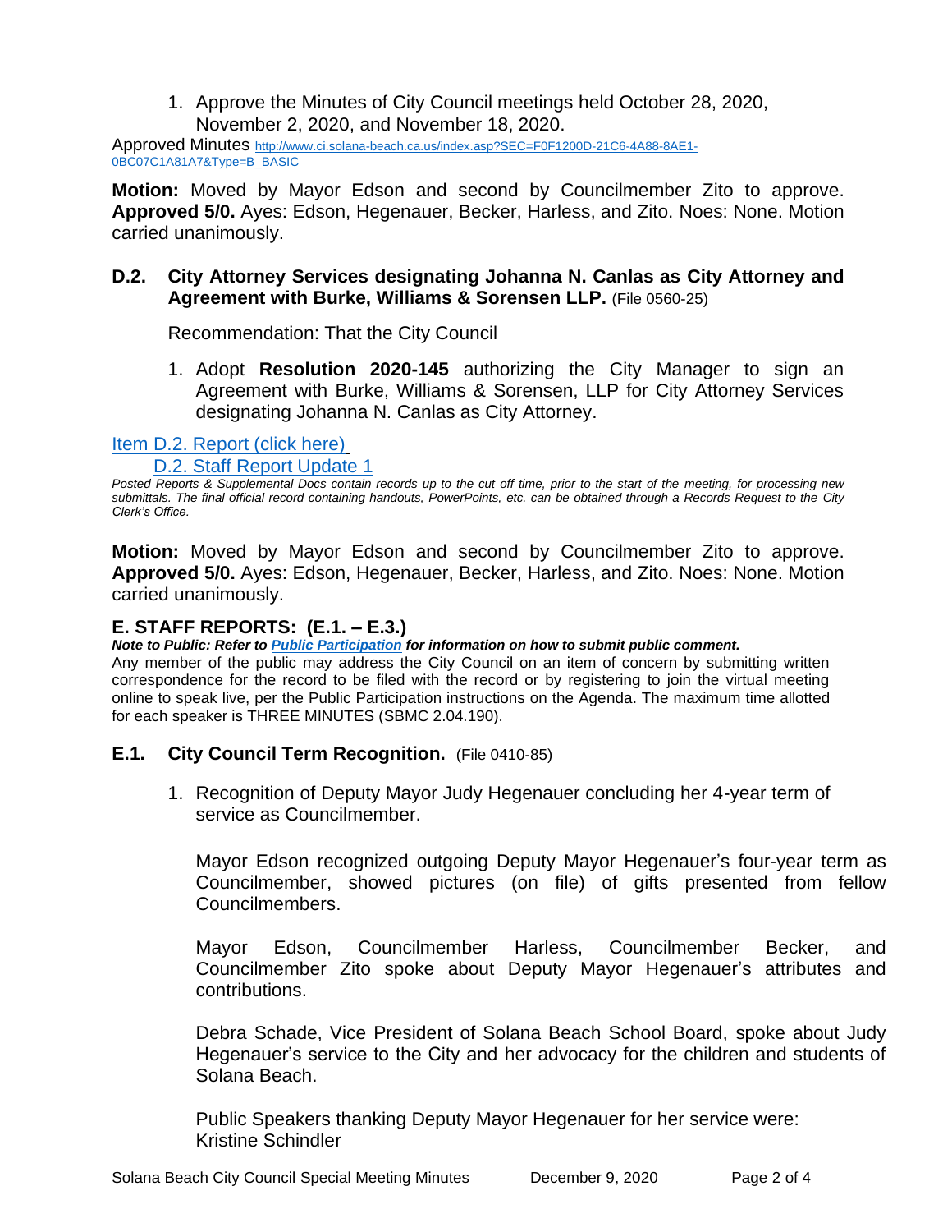1. Approve the Minutes of City Council meetings held October 28, 2020, November 2, 2020, and November 18, 2020.

Approved Minutes http://www.ci.solana-beach.ca.us/index.asp?SEC=F0F1200D-21C6-4A88-8AE1-0BC07C1A81A7&Type=B_BASIC

**Motion:** Moved by Mayor Edson and second by Councilmember Zito to approve. **Approved 5/0.** Ayes: Edson, Hegenauer, Becker, Harless, and Zito. Noes: None. Motion carried unanimously.

### D.2. City Attorney Services designating Johanna N. Canlas as City Attorney and Agreement with Burke, Williams & Sorensen LLP. (File 0560-25)

Recommendation: That the City Council

1. Adopt **Resolution 2020-145** authorizing the City Manager to sign an Agreement with Burke, Williams & Sorensen, LLP for City Attorney Services designating Johanna N. Canlas as City Attorney.

Item D.2. Report (click here)

D.2. Staff Report Update 1

*Posted Reports & Supplemental Docs contain records up to the cut off time, prior to the start of the meeting, for processing new submittals. The final official record containing handouts, PowerPoints, etc. can be obtained through a Records Request to the City Clerk's Office.*

**Motion:** Moved by Mayor Edson and second by Councilmember Zito to approve. **Approved 5/0.** Ayes: Edson, Hegenauer, Becker, Harless, and Zito. Noes: None. Motion carried unanimously.

## E. STAFF REPORTS: (E.1. – E.3.)

***Note to Public: Refer to Public Participation for information on how to submit public comment.***

Any member of the public may address the City Council on an item of concern by submitting written correspondence for the record to be filed with the record or by registering to join the virtual meeting online to speak live, per the Public Participation instructions on the Agenda. The maximum time allotted for each speaker is THREE MINUTES (SBMC 2.04.190).

### E.1. City Council Term Recognition. (File 0410-85)

1. Recognition of Deputy Mayor Judy Hegenauer concluding her 4-year term of service as Councilmember.

Mayor Edson recognized outgoing Deputy Mayor Hegenauer's four-year term as Councilmember, showed pictures (on file) of gifts presented from fellow Councilmembers.

Mayor Edson, Councilmember Harless, Councilmember Becker, and Councilmember Zito spoke about Deputy Mayor Hegenauer's attributes and contributions.

Debra Schade, Vice President of Solana Beach School Board, spoke about Judy Hegenauer's service to the City and her advocacy for the children and students of Solana Beach.

Public Speakers thanking Deputy Mayor Hegenauer for her service were:
Kristine Schindler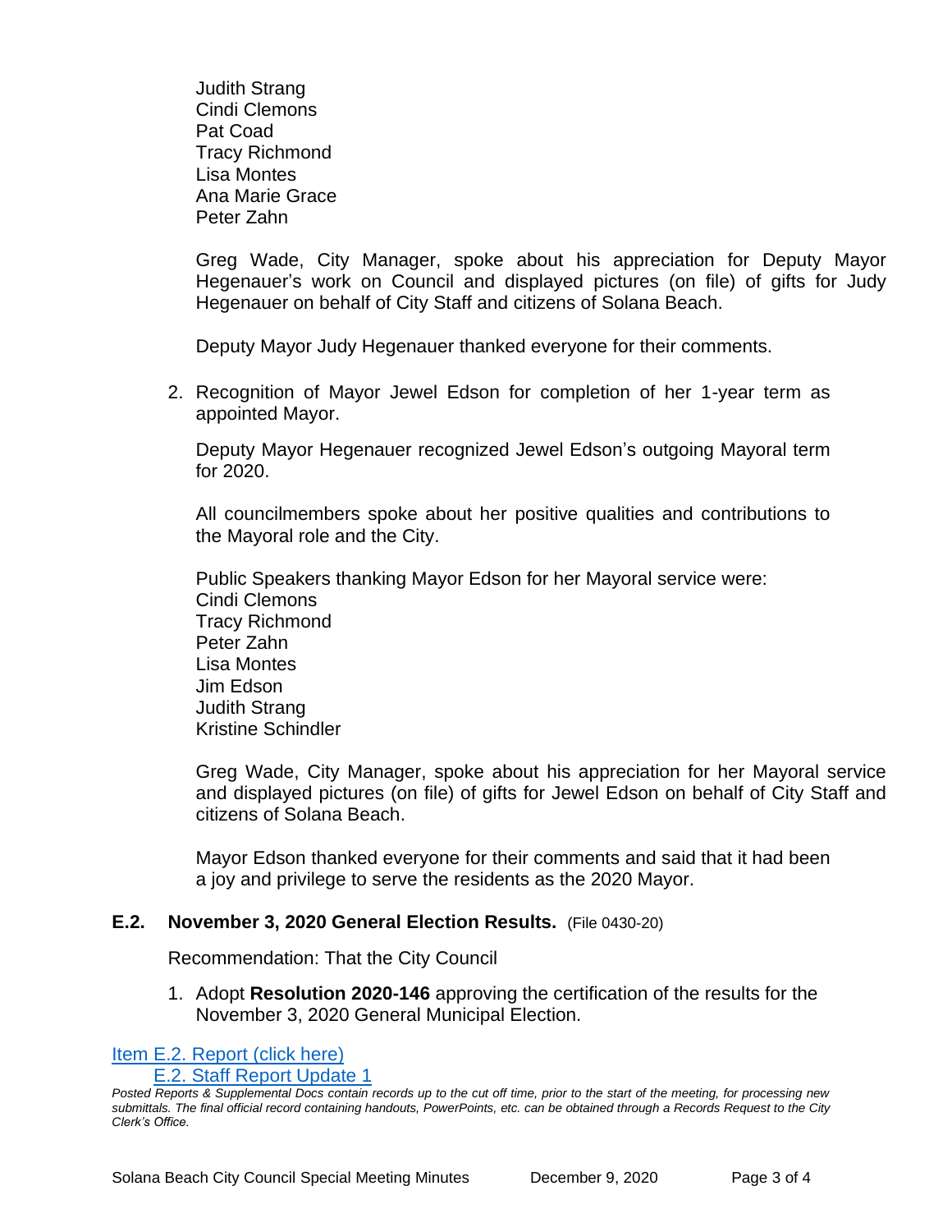Judith Strang
Cindi Clemons
Pat Coad
Tracy Richmond
Lisa Montes
Ana Marie Grace
Peter Zahn

Greg Wade, City Manager, spoke about his appreciation for Deputy Mayor Hegenauer's work on Council and displayed pictures (on file) of gifts for Judy Hegenauer on behalf of City Staff and citizens of Solana Beach.

Deputy Mayor Judy Hegenauer thanked everyone for their comments.

2. Recognition of Mayor Jewel Edson for completion of her 1-year term as appointed Mayor.

   Deputy Mayor Hegenauer recognized Jewel Edson's outgoing Mayoral term for 2020.

   All councilmembers spoke about her positive qualities and contributions to the Mayoral role and the City.

   Public Speakers thanking Mayor Edson for her Mayoral service were:
   Cindi Clemons
   Tracy Richmond
   Peter Zahn
   Lisa Montes
   Jim Edson
   Judith Strang
   Kristine Schindler

   Greg Wade, City Manager, spoke about his appreciation for her Mayoral service and displayed pictures (on file) of gifts for Jewel Edson on behalf of City Staff and citizens of Solana Beach.

   Mayor Edson thanked everyone for their comments and said that it had been a joy and privilege to serve the residents as the 2020 Mayor.

### E.2. November 3, 2020 General Election Results. (File 0430-20)

Recommendation: That the City Council

1. Adopt **Resolution 2020-146** approving the certification of the results for the November 3, 2020 General Municipal Election.

Item E.2. Report (click here)
E.2. Staff Report Update 1

*Posted Reports & Supplemental Docs contain records up to the cut off time, prior to the start of the meeting, for processing new submittals. The final official record containing handouts, PowerPoints, etc. can be obtained through a Records Request to the City Clerk's Office.*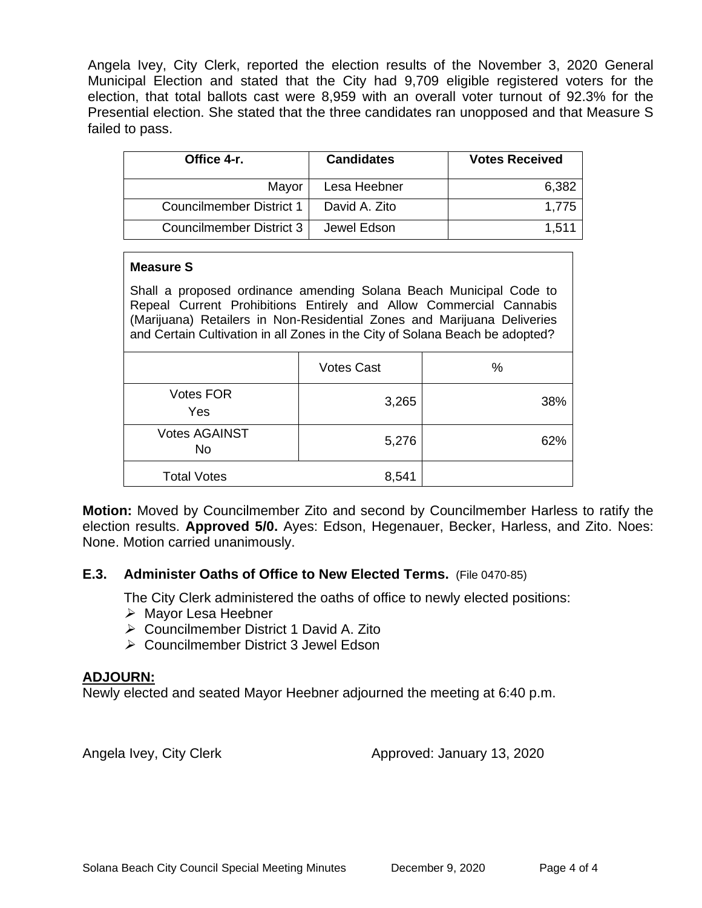Angela Ivey, City Clerk, reported the election results of the November 3, 2020 General Municipal Election and stated that the City had 9,709 eligible registered voters for the election, that total ballots cast were 8,959 with an overall voter turnout of 92.3% for the Presential election. She stated that the three candidates ran unopposed and that Measure S failed to pass.

| Office 4-r. | Candidates | Votes Received |
|---|---|---|
| Mayor | Lesa Heebner | 6,382 |
| Councilmember District 1 | David A. Zito | 1,775 |
| Councilmember District 3 | Jewel Edson | 1,511 |

**Measure S**

Shall a proposed ordinance amending Solana Beach Municipal Code to Repeal Current Prohibitions Entirely and Allow Commercial Cannabis (Marijuana) Retailers in Non-Residential Zones and Marijuana Deliveries and Certain Cultivation in all Zones in the City of Solana Beach be adopted?

| | Votes Cast | % |
|---|---|---|
| Votes FOR Yes | 3,265 | 38% |
| Votes AGAINST No | 5,276 | 62% |
| Total Votes | 8,541 | |

**Motion:** Moved by Councilmember Zito and second by Councilmember Harless to ratify the election results. **Approved 5/0.** Ayes: Edson, Hegenauer, Becker, Harless, and Zito. Noes: None. Motion carried unanimously.

### E.3. Administer Oaths of Office to New Elected Terms. (File 0470-85)

The City Clerk administered the oaths of office to newly elected positions:

- Mayor Lesa Heebner
- Councilmember District 1 David A. Zito
- Councilmember District 3 Jewel Edson

**ADJOURN:**

Newly elected and seated Mayor Heebner adjourned the meeting at 6:40 p.m.

Angela Ivey, City Clerk

Approved: January 13, 2020